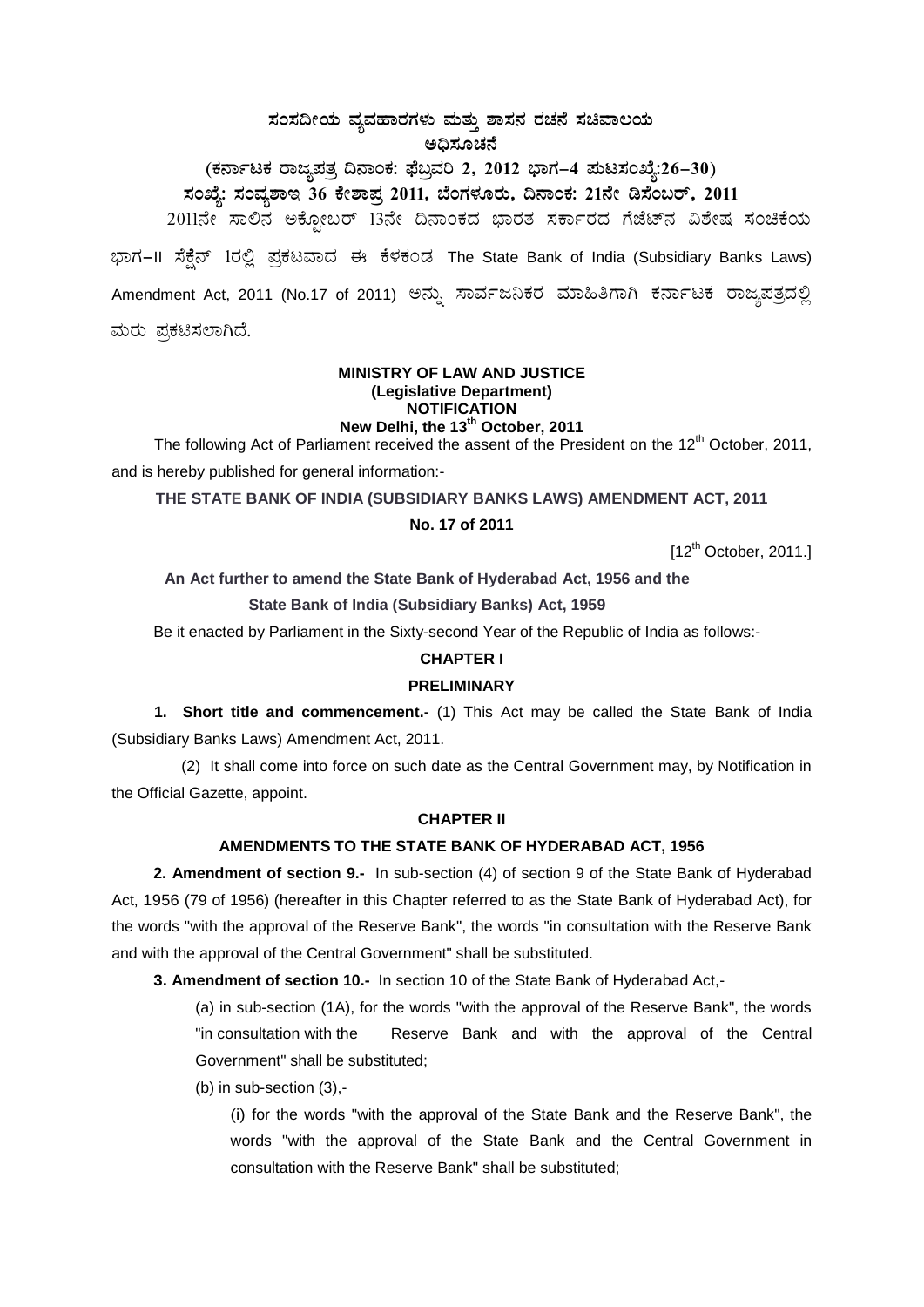**ಸಂಸದೀಯ ವ್ಯವಹಾರಗಳು ಮತ್ತು ಶಾಸನ ರಚನೆ ಸಚಿವಾಲಯ**

**ಅಧಿಸೂಚನೆ**

**(ಕರ್ನಾಟಕ ರಾಜ್ಯಪತ್ರ ದಿನಾಂಕ: ಫೆಬ್ರವರಿ 2, 2012 ಭಾಗ–4 ಪುಟಸಂಖ್ಯೆ:26–30)**

**ಸಂಖ್ಯೆ: ಸಂವ್ಯಶಾಇ 36 ಕೇಶಾಪ್ರ 2011, ಬೆಂಗಳೂರು, ದಿನಾಂಕ: 21ನೇ ಡಿಸೆಂಬರ್, 2011**

2011ನೇ ಸಾಲಿನ ಅಕ್ಟೋಬರ್ 13ನೇ ದಿನಾಂಕದ ಭಾರತ ಸರ್ಕಾರದ ಗೆಜೆಟ್‌ನ ವಿಶೇಷ ಸಂಚಿಕೆಯ ಭಾಗ–II ಸೆಕ್ಷೆನ್ 1ರಲ್ಲಿ ಪ್ರಕಟವಾದ ಈ ಕೆಳಕಂಡ The State Bank of India (Subsidiary Banks Laws) Amendment Act, 2011 (No.17 of 2011) ಅನ್ನು ಸಾರ್ವಜನಿಕರ ಮಾಹಿತಿಗಾಗಿ ಕರ್ನಾಟಕ ರಾಜ್ಯಪತ್ರದಲ್ಲಿ ಮರು ಪ್ರಕಟಿಸಲಾಗಿದೆ.

**MINISTRY OF LAW AND JUSTICE**
**(Legislative Department)**
**NOTIFICATION**
**New Delhi, the 13th October, 2011**

The following Act of Parliament received the assent of the President on the 12th October, 2011, and is hereby published for general information:-

**THE STATE BANK OF INDIA (SUBSIDIARY BANKS LAWS) AMENDMENT ACT, 2011**

**No. 17 of 2011**

[12th October, 2011.]

**An Act further to amend the State Bank of Hyderabad Act, 1956 and the State Bank of India (Subsidiary Banks) Act, 1959**

Be it enacted by Parliament in the Sixty-second Year of the Republic of India as follows:-

**CHAPTER I**

**PRELIMINARY**

**1. Short title and commencement.-** (1) This Act may be called the State Bank of India (Subsidiary Banks Laws) Amendment Act, 2011.

(2) It shall come into force on such date as the Central Government may, by Notification in the Official Gazette, appoint.

**CHAPTER II**

**AMENDMENTS TO THE STATE BANK OF HYDERABAD ACT, 1956**

**2. Amendment of section 9.-** In sub-section (4) of section 9 of the State Bank of Hyderabad Act, 1956 (79 of 1956) (hereafter in this Chapter referred to as the State Bank of Hyderabad Act), for the words "with the approval of the Reserve Bank", the words "in consultation with the Reserve Bank and with the approval of the Central Government" shall be substituted.

**3. Amendment of section 10.-** In section 10 of the State Bank of Hyderabad Act,-

(a) in sub-section (1A), for the words "with the approval of the Reserve Bank", the words "in consultation with the Reserve Bank and with the approval of the Central Government" shall be substituted;

(b) in sub-section (3),-

(i) for the words "with the approval of the State Bank and the Reserve Bank", the words "with the approval of the State Bank and the Central Government in consultation with the Reserve Bank" shall be substituted;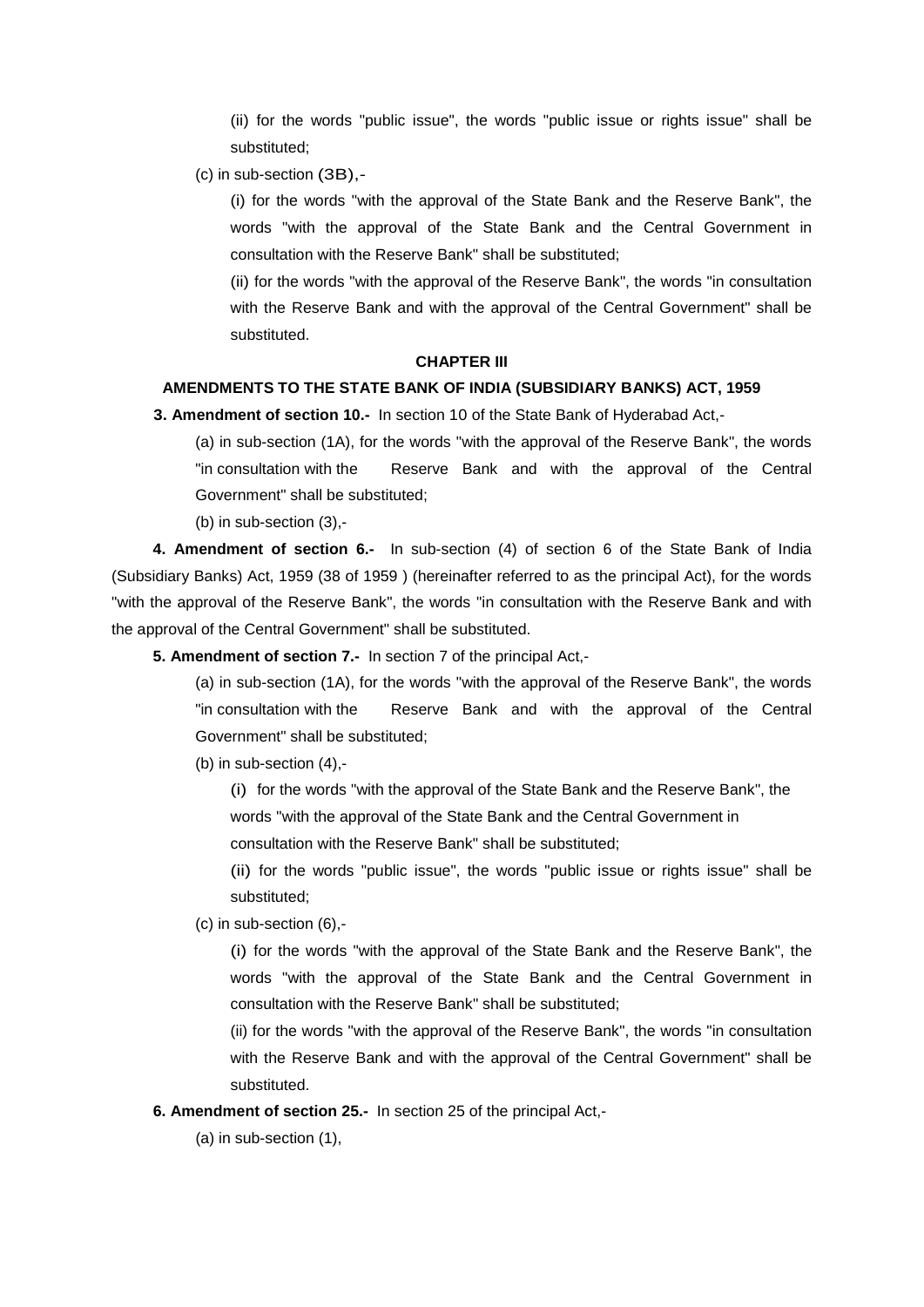(ii) for the words "public issue", the words "public issue or rights issue" shall be substituted;

(c) in sub-section (3B),-

(i) for the words "with the approval of the State Bank and the Reserve Bank", the words "with the approval of the State Bank and the Central Government in consultation with the Reserve Bank" shall be substituted;

(ii) for the words "with the approval of the Reserve Bank", the words "in consultation with the Reserve Bank and with the approval of the Central Government" shall be substituted.

**CHAPTER III**

**AMENDMENTS TO THE STATE BANK OF INDIA (SUBSIDIARY BANKS) ACT, 1959**

**3. Amendment of section 10.-** In section 10 of the State Bank of Hyderabad Act,-

(a) in sub-section (1A), for the words "with the approval of the Reserve Bank", the words "in consultation with the Reserve Bank and with the approval of the Central Government" shall be substituted;

(b) in sub-section (3),-

**4. Amendment of section 6.-** In sub-section (4) of section 6 of the State Bank of India (Subsidiary Banks) Act, 1959 (38 of 1959 ) (hereinafter referred to as the principal Act), for the words "with the approval of the Reserve Bank", the words "in consultation with the Reserve Bank and with the approval of the Central Government" shall be substituted.

**5. Amendment of section 7.-** In section 7 of the principal Act,-

(a) in sub-section (1A), for the words "with the approval of the Reserve Bank", the words "in consultation with the Reserve Bank and with the approval of the Central Government" shall be substituted;

(b) in sub-section (4),-

(i) for the words "with the approval of the State Bank and the Reserve Bank", the words "with the approval of the State Bank and the Central Government in consultation with the Reserve Bank" shall be substituted;

(ii) for the words "public issue", the words "public issue or rights issue" shall be substituted;

(c) in sub-section (6),-

(i) for the words "with the approval of the State Bank and the Reserve Bank", the words "with the approval of the State Bank and the Central Government in consultation with the Reserve Bank" shall be substituted;

(ii) for the words "with the approval of the Reserve Bank", the words "in consultation with the Reserve Bank and with the approval of the Central Government" shall be substituted.

**6. Amendment of section 25.-** In section 25 of the principal Act,-

(a) in sub-section (1),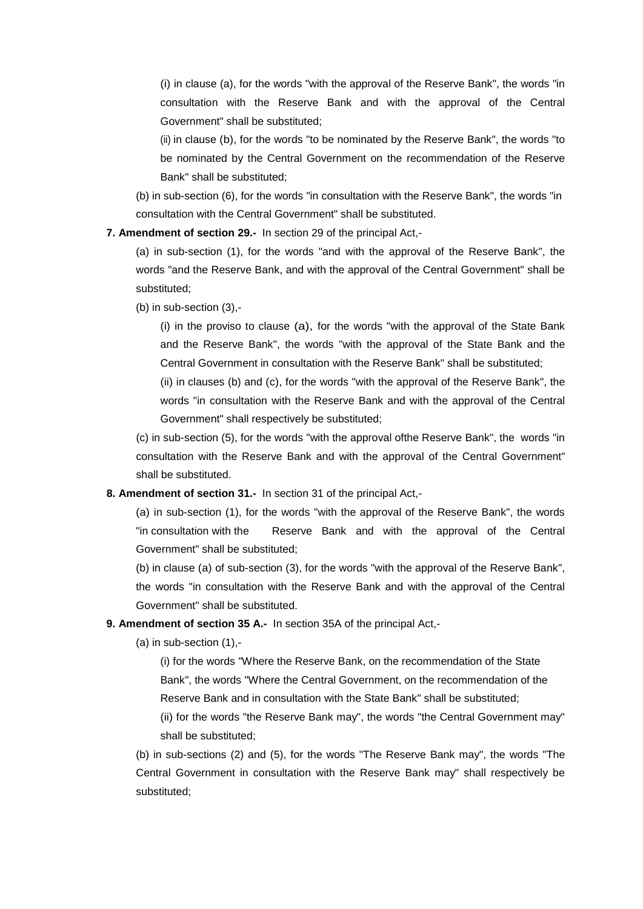(i) in clause (a), for the words "with the approval of the Reserve Bank", the words "in consultation with the Reserve Bank and with the approval of the Central Government" shall be substituted;

(ii) in clause (b), for the words "to be nominated by the Reserve Bank", the words "to be nominated by the Central Government on the recommendation of the Reserve Bank" shall be substituted;

(b) in sub-section (6), for the words "in consultation with the Reserve Bank", the words "in consultation with the Central Government" shall be substituted.

**7. Amendment of section 29.-** In section 29 of the principal Act,-

(a) in sub-section (1), for the words "and with the approval of the Reserve Bank", the words "and the Reserve Bank, and with the approval of the Central Government" shall be substituted;

(b) in sub-section (3),-

(i) in the proviso to clause (a), for the words "with the approval of the State Bank and the Reserve Bank", the words "with the approval of the State Bank and the Central Government in consultation with the Reserve Bank" shall be substituted;

(ii) in clauses (b) and (c), for the words "with the approval of the Reserve Bank", the words "in consultation with the Reserve Bank and with the approval of the Central Government" shall respectively be substituted;

(c) in sub-section (5), for the words "with the approval ofthe Reserve Bank", the words "in consultation with the Reserve Bank and with the approval of the Central Government" shall be substituted.

**8. Amendment of section 31.-** In section 31 of the principal Act,-

(a) in sub-section (1), for the words "with the approval of the Reserve Bank", the words "in consultation with the Reserve Bank and with the approval of the Central Government" shall be substituted;

(b) in clause (a) of sub-section (3), for the words "with the approval of the Reserve Bank", the words "in consultation with the Reserve Bank and with the approval of the Central Government" shall be substituted.

**9. Amendment of section 35 A.-** In section 35A of the principal Act,-

(a) in sub-section (1),-

(i) for the words "Where the Reserve Bank, on the recommendation of the State Bank", the words "Where the Central Government, on the recommendation of the Reserve Bank and in consultation with the State Bank" shall be substituted;

(ii) for the words "the Reserve Bank may", the words "the Central Government may" shall be substituted;

(b) in sub-sections (2) and (5), for the words "The Reserve Bank may", the words "The Central Government in consultation with the Reserve Bank may" shall respectively be substituted;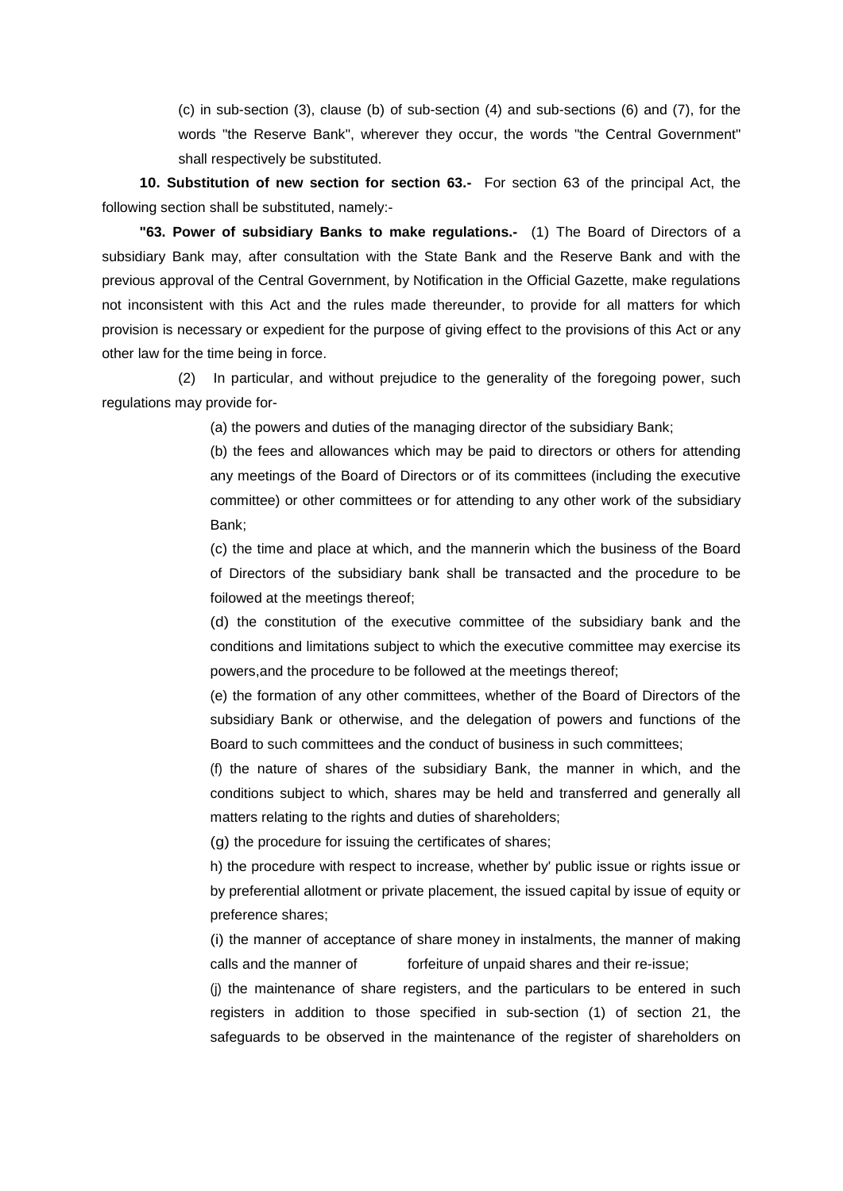(c) in sub-section (3), clause (b) of sub-section (4) and sub-sections (6) and (7), for the words "the Reserve Bank", wherever they occur, the words "the Central Government" shall respectively be substituted.

**10. Substitution of new section for section 63.-** For section 63 of the principal Act, the following section shall be substituted, namely:-

**"63. Power of subsidiary Banks to make regulations.-** (1) The Board of Directors of a subsidiary Bank may, after consultation with the State Bank and the Reserve Bank and with the previous approval of the Central Government, by Notification in the Official Gazette, make regulations not inconsistent with this Act and the rules made thereunder, to provide for all matters for which provision is necessary or expedient for the purpose of giving effect to the provisions of this Act or any other law for the time being in force.

(2) In particular, and without prejudice to the generality of the foregoing power, such regulations may provide for-

(a) the powers and duties of the managing director of the subsidiary Bank;

(b) the fees and allowances which may be paid to directors or others for attending any meetings of the Board of Directors or of its committees (including the executive committee) or other committees or for attending to any other work of the subsidiary Bank;

(c) the time and place at which, and the mannerin which the business of the Board of Directors of the subsidiary bank shall be transacted and the procedure to be foilowed at the meetings thereof;

(d) the constitution of the executive committee of the subsidiary bank and the conditions and limitations subject to which the executive committee may exercise its powers,and the procedure to be followed at the meetings thereof;

(e) the formation of any other committees, whether of the Board of Directors of the subsidiary Bank or otherwise, and the delegation of powers and functions of the Board to such committees and the conduct of business in such committees;

(f) the nature of shares of the subsidiary Bank, the manner in which, and the conditions subject to which, shares may be held and transferred and generally all matters relating to the rights and duties of shareholders;

(g) the procedure for issuing the certificates of shares;

h) the procedure with respect to increase, whether by' public issue or rights issue or by preferential allotment or private placement, the issued capital by issue of equity or preference shares;

(i) the manner of acceptance of share money in instalments, the manner of making calls and the manner of forfeiture of unpaid shares and their re-issue;

(j) the maintenance of share registers, and the particulars to be entered in such registers in addition to those specified in sub-section (1) of section 21, the safeguards to be observed in the maintenance of the register of shareholders on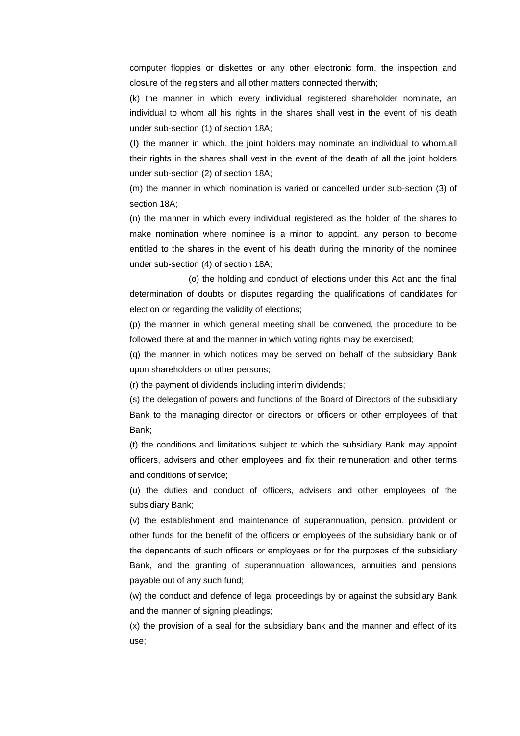computer floppies or diskettes or any other electronic form, the inspection and closure of the registers and all other matters connected therwith;

(k) the manner in which every individual registered shareholder nominate, an individual to whom all his rights in the shares shall vest in the event of his death under sub-section (1) of section 18A;

(l) the manner in which, the joint holders may nominate an individual to whom.all their rights in the shares shall vest in the event of the death of all the joint holders under sub-section (2) of section 18A;

(m) the manner in which nomination is varied or cancelled under sub-section (3) of section 18A;

(n) the manner in which every individual registered as the holder of the shares to make nomination where nominee is a minor to appoint, any person to become entitled to the shares in the event of his death during the minority of the nominee under sub-section (4) of section 18A;

(o) the holding and conduct of elections under this Act and the final determination of doubts or disputes regarding the qualifications of candidates for election or regarding the validity of elections;

(p) the manner in which general meeting shall be convened, the procedure to be followed there at and the manner in which voting rights may be exercised;

(q) the manner in which notices may be served on behalf of the subsidiary Bank upon shareholders or other persons;

(r) the payment of dividends including interim dividends;

(s) the delegation of powers and functions of the Board of Directors of the subsidiary Bank to the managing director or directors or officers or other employees of that Bank;

(t) the conditions and limitations subject to which the subsidiary Bank may appoint officers, advisers and other employees and fix their remuneration and other terms and conditions of service;

(u) the duties and conduct of officers, advisers and other employees of the subsidiary Bank;

(v) the establishment and maintenance of superannuation, pension, provident or other funds for the benefit of the officers or employees of the subsidiary bank or of the dependants of such officers or employees or for the purposes of the subsidiary Bank, and the granting of superannuation allowances, annuities and pensions payable out of any such fund;

(w) the conduct and defence of legal proceedings by or against the subsidiary Bank and the manner of signing pleadings;

(x) the provision of a seal for the subsidiary bank and the manner and effect of its use;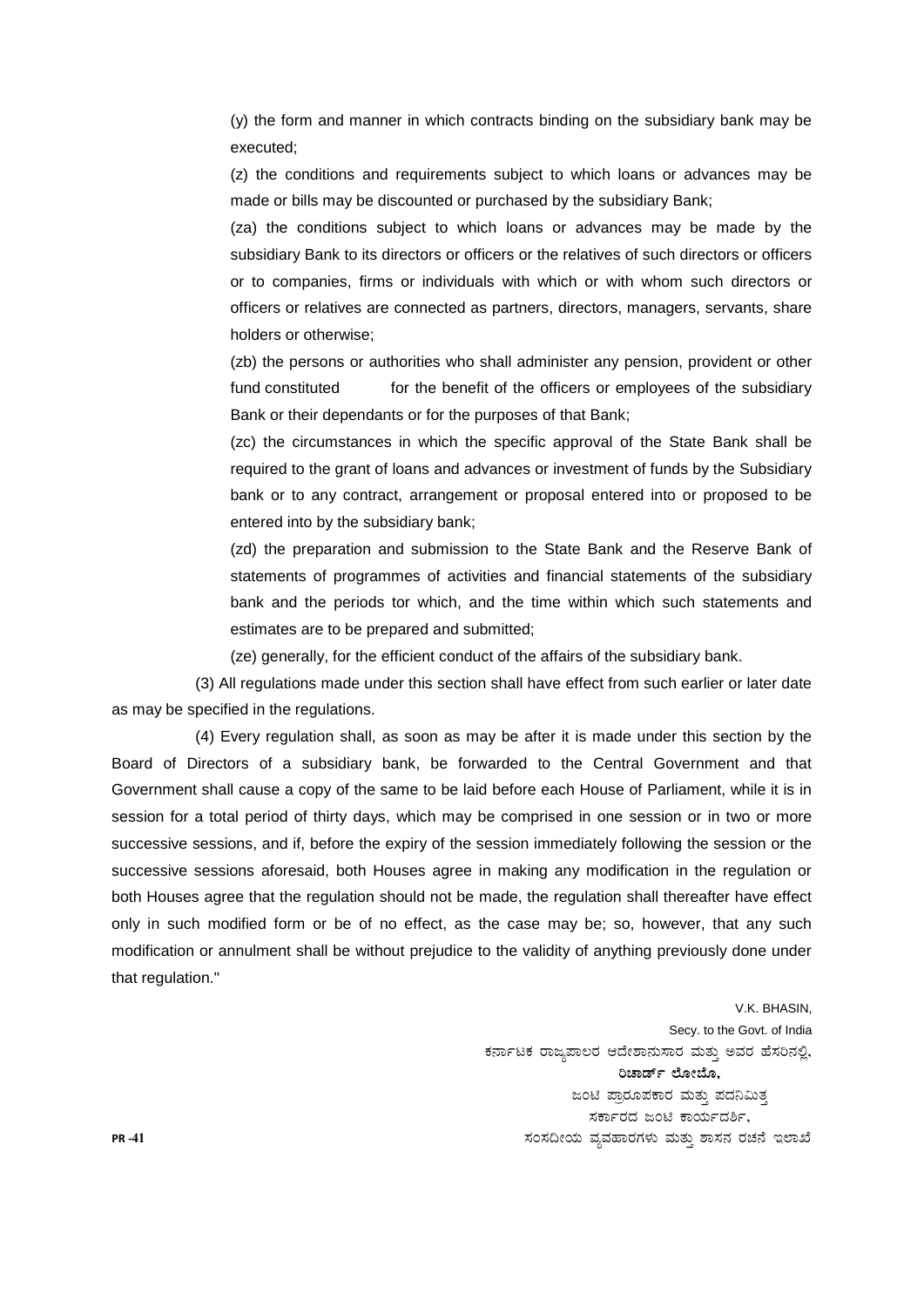(y) the form and manner in which contracts binding on the subsidiary bank may be executed;

(z) the conditions and requirements subject to which loans or advances may be made or bills may be discounted or purchased by the subsidiary Bank;

(za) the conditions subject to which loans or advances may be made by the subsidiary Bank to its directors or officers or the relatives of such directors or officers or to companies, firms or individuals with which or with whom such directors or officers or relatives are connected as partners, directors, managers, servants, share holders or otherwise;

(zb) the persons or authorities who shall administer any pension, provident or other fund constituted for the benefit of the officers or employees of the subsidiary Bank or their dependants or for the purposes of that Bank;

(zc) the circumstances in which the specific approval of the State Bank shall be required to the grant of loans and advances or investment of funds by the Subsidiary bank or to any contract, arrangement or proposal entered into or proposed to be entered into by the subsidiary bank;

(zd) the preparation and submission to the State Bank and the Reserve Bank of statements of programmes of activities and financial statements of the subsidiary bank and the periods tor which, and the time within which such statements and estimates are to be prepared and submitted;

(ze) generally, for the efficient conduct of the affairs of the subsidiary bank.

(3) All regulations made under this section shall have effect from such earlier or later date as may be specified in the regulations.

(4) Every regulation shall, as soon as may be after it is made under this section by the Board of Directors of a subsidiary bank, be forwarded to the Central Government and that Government shall cause a copy of the same to be laid before each House of Parliament, while it is in session for a total period of thirty days, which may be comprised in one session or in two or more successive sessions, and if, before the expiry of the session immediately following the session or the successive sessions aforesaid, both Houses agree in making any modification in the regulation or both Houses agree that the regulation should not be made, the regulation shall thereafter have effect only in such modified form or be of no effect, as the case may be; so, however, that any such modification or annulment shall be without prejudice to the validity of anything previously done under that regulation."

V.K. BHASIN,
Secy. to the Govt. of India

ಕರ್ನಾಟಕ ರಾಜ್ಯಪಾಲರ ಆದೇಶಾನುಸಾರ ಮತ್ತು ಅವರ ಹೆಸರಿನಲ್ಲಿ,

**ರಿಚಾರ್ಡ್ ಲೋಬೊ,**

ಜಂಟಿ ಪ್ರಾರೂಪಕಾರ ಮತ್ತು ಪದನಿಮಿತ್ತ
ಸರ್ಕಾರದ ಜಂಟಿ ಕಾರ್ಯದರ್ಶಿ,
ಸಂಸದೀಯ ವ್ಯವಹಾರಗಳು ಮತ್ತು ಶಾಸನ ರಚನೆ ಇಲಾಖೆ

PR -41